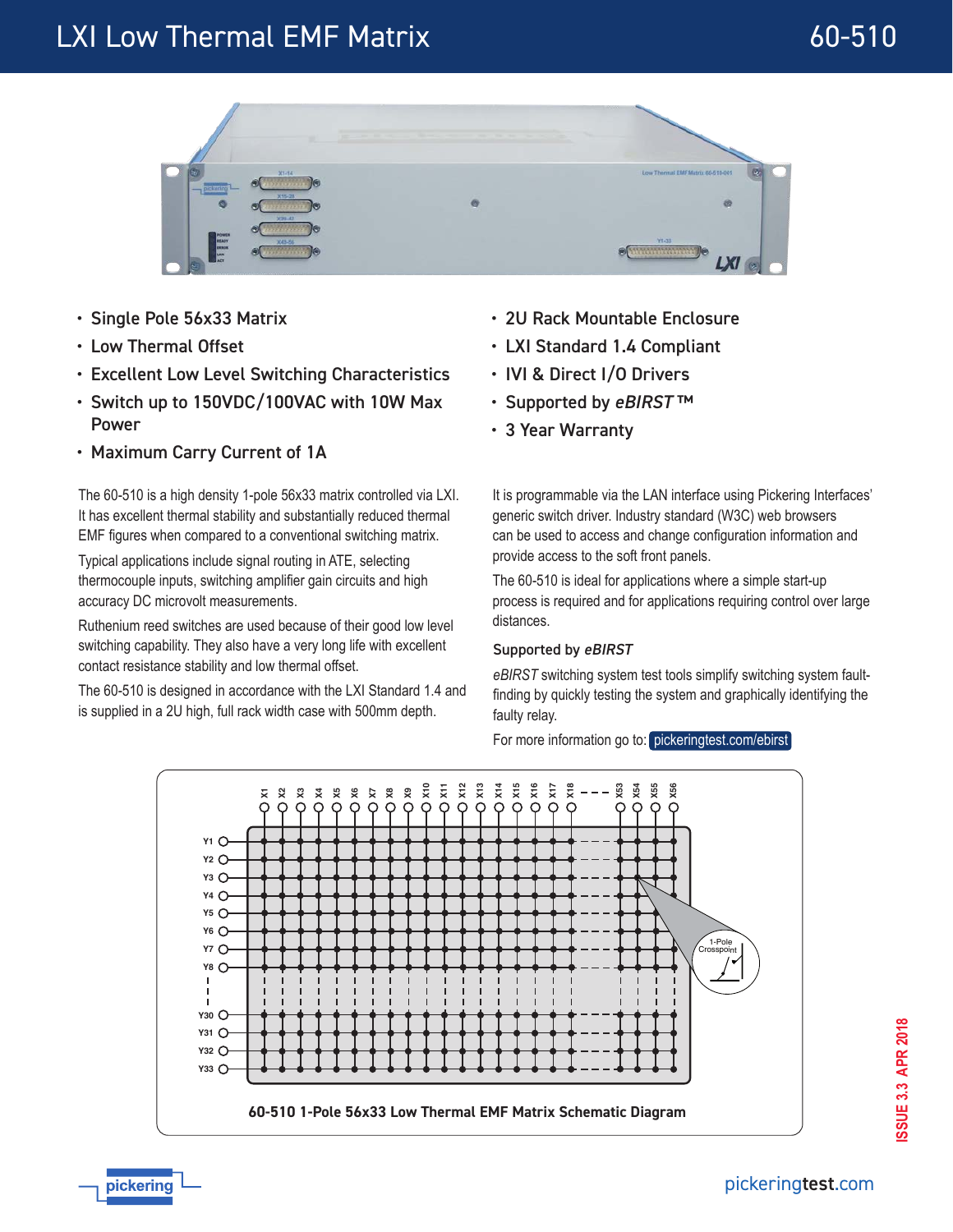# LXI Low Thermal EMF Matrix

## 60-510

- Single Pole 56x33 Matrix
- Low Thermal Offset
- Excellent Low Level Switching Characteristics
- Switch up to 150VDC/100VAC with 10W Max Power
- Maximum Carry Current of 1A
- 2U Rack Mountable Enclosure
- LXI Standard 1.4 Compliant
- IVI & Direct I/O Drivers
- Supported by *eBIRST* ™
- 3 Year Warranty

The 60-510 is a high density 1-pole 56x33 matrix controlled via LXI. It has excellent thermal stability and substantially reduced thermal EMF figures when compared to a conventional switching matrix.

Typical applications include signal routing in ATE, selecting thermocouple inputs, switching amplifier gain circuits and high accuracy DC microvolt measurements.

Ruthenium reed switches are used because of their good low level switching capability. They also have a very long life with excellent contact resistance stability and low thermal offset.

The 60-510 is designed in accordance with the LXI Standard 1.4 and is supplied in a 2U high, full rack width case with 500mm depth.

It is programmable via the LAN interface using Pickering Interfaces' generic switch driver. Industry standard (W3C) web browsers can be used to access and change configuration information and provide access to the soft front panels.

The 60-510 is ideal for applications where a simple start-up process is required and for applications requiring control over large distances.

### Supported by *eBIRST*

*eBIRST* switching system test tools simplify switching system fault-finding by quickly testing the system and graphically identifying the faulty relay.

For more information go to: pickeringtest.com/ebirst

**60-510 1-Pole 56x33 Low Thermal EMF Matrix Schematic Diagram**

ISSUE 3.3 APR 2018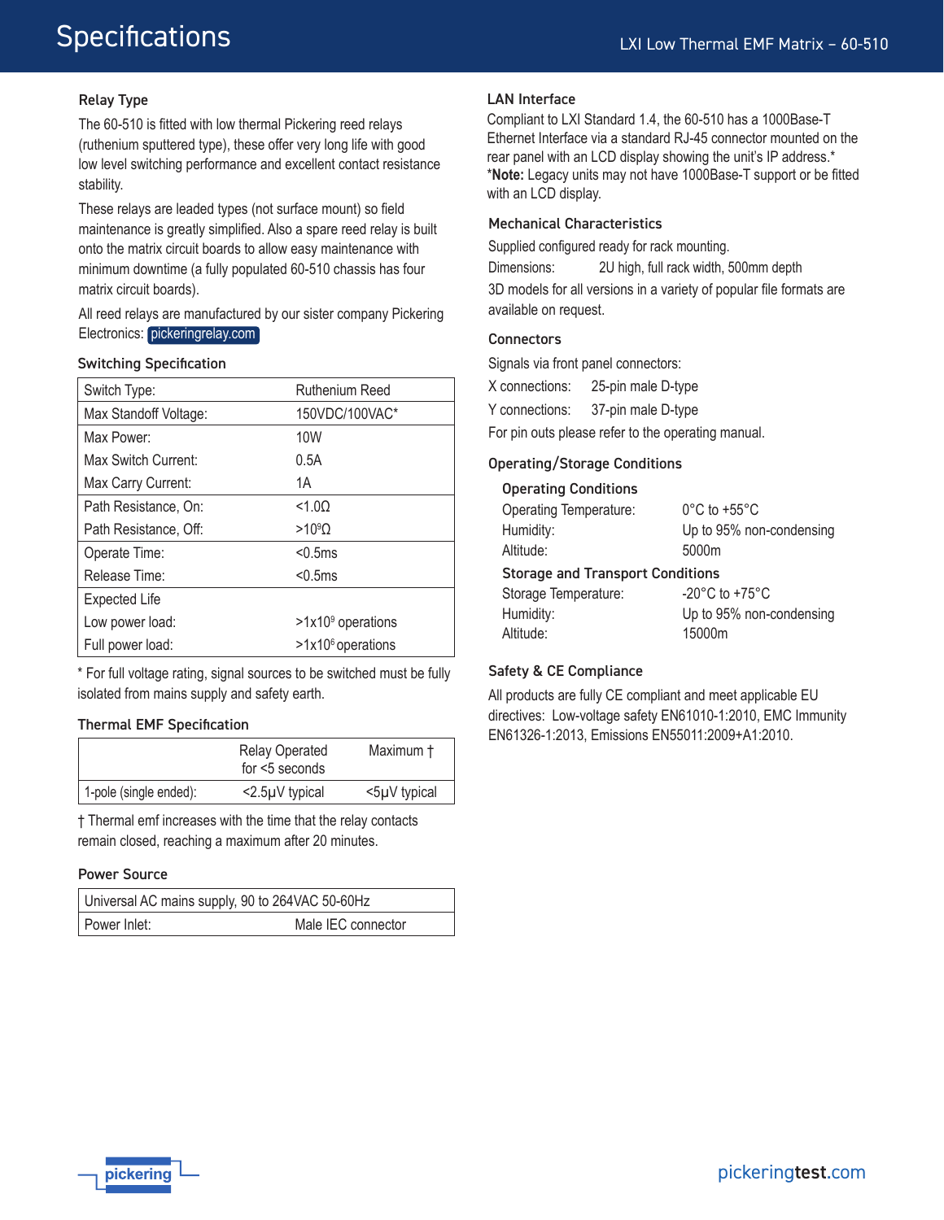# Specifications

### Relay Type

The 60-510 is fitted with low thermal Pickering reed relays (ruthenium sputtered type), these offer very long life with good low level switching performance and excellent contact resistance stability.

These relays are leaded types (not surface mount) so field maintenance is greatly simplified. Also a spare reed relay is built onto the matrix circuit boards to allow easy maintenance with minimum downtime (a fully populated 60-510 chassis has four matrix circuit boards).

All reed relays are manufactured by our sister company Pickering Electronics: pickeringrelay.com

### Switching Specification

| | |
|---|---|
| Switch Type: | Ruthenium Reed |
| Max Standoff Voltage: | 150VDC/100VAC* |
| Max Power: | 10W |
| Max Switch Current: | 0.5A |
| Max Carry Current: | 1A |
| Path Resistance, On: | <1.0Ω |
| Path Resistance, Off: | $>10^9$Ω |
| Operate Time: | <0.5ms |
| Release Time: | <0.5ms |
| Expected Life | |
| Low power load: | $>1\times10^9$ operations |
| Full power load: | $>1\times10^6$ operations |

* For full voltage rating, signal sources to be switched must be fully isolated from mains supply and safety earth.

### Thermal EMF Specification

| | Relay Operated for <5 seconds | Maximum † |
|---|---|---|
| 1-pole (single ended): | <2.5μV typical | <5μV typical |

† Thermal emf increases with the time that the relay contacts remain closed, reaching a maximum after 20 minutes.

### Power Source

| | |
|---|---|
| Universal AC mains supply, 90 to 264VAC 50-60Hz | |
| Power Inlet: | Male IEC connector |

### LAN Interface

Compliant to LXI Standard 1.4, the 60-510 has a 1000Base-T Ethernet Interface via a standard RJ-45 connector mounted on the rear panel with an LCD display showing the unit's IP address.*
***Note:** Legacy units may not have 1000Base-T support or be fitted with an LCD display.

### Mechanical Characteristics

Supplied configured ready for rack mounting.

Dimensions: 2U high, full rack width, 500mm depth

3D models for all versions in a variety of popular file formats are available on request.

### Connectors

Signals via front panel connectors:

X connections: 25-pin male D-type

Y connections: 37-pin male D-type

For pin outs please refer to the operating manual.

### Operating/Storage Conditions

#### Operating Conditions

Operating Temperature: 0°C to +55°C
Humidity: Up to 95% non-condensing
Altitude: 5000m

#### Storage and Transport Conditions

Storage Temperature: -20°C to +75°C
Humidity: Up to 95% non-condensing
Altitude: 15000m

### Safety & CE Compliance

All products are fully CE compliant and meet applicable EU directives: Low-voltage safety EN61010-1:2010, EMC Immunity EN61326-1:2013, Emissions EN55011:2009+A1:2010.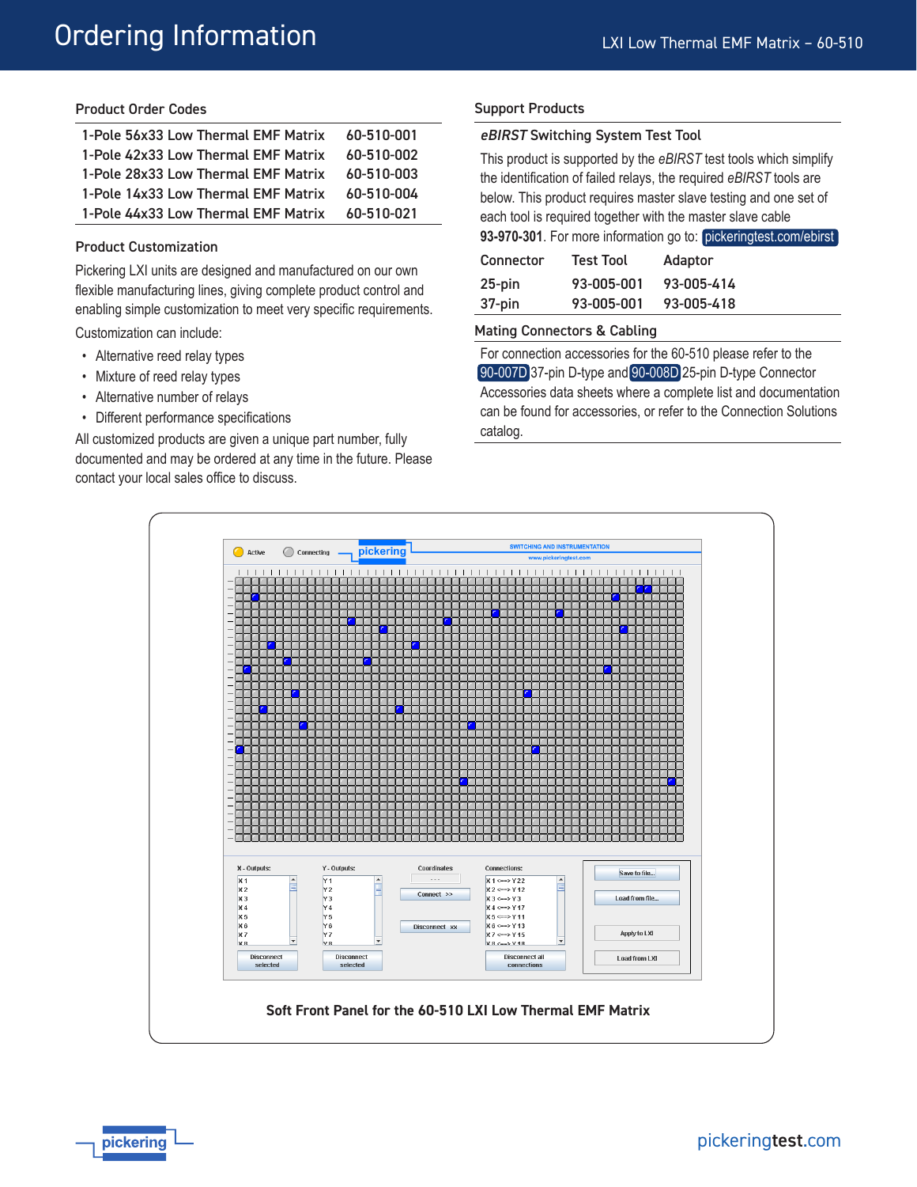# Ordering Information

## Product Order Codes

| | |
|---|---|
| 1-Pole 56x33 Low Thermal EMF Matrix | 60-510-001 |
| 1-Pole 42x33 Low Thermal EMF Matrix | 60-510-002 |
| 1-Pole 28x33 Low Thermal EMF Matrix | 60-510-003 |
| 1-Pole 14x33 Low Thermal EMF Matrix | 60-510-004 |
| 1-Pole 44x33 Low Thermal EMF Matrix | 60-510-021 |

## Product Customization

Pickering LXI units are designed and manufactured on our own flexible manufacturing lines, giving complete product control and enabling simple customization to meet very specific requirements.

Customization can include:

- Alternative reed relay types
- Mixture of reed relay types
- Alternative number of relays
- Different performance specifications

All customized products are given a unique part number, fully documented and may be ordered at any time in the future. Please contact your local sales office to discuss.

## Support Products

### *eBIRST* Switching System Test Tool

This product is supported by the *eBIRST* test tools which simplify the identification of failed relays, the required *eBIRST* tools are below. This product requires master slave testing and one set of each tool is required together with the master slave cable **93-970-301**. For more information go to: pickeringtest.com/ebirst

| Connector | Test Tool | Adaptor |
|---|---|---|
| 25-pin | 93-005-001 | 93-005-414 |
| 37-pin | 93-005-001 | 93-005-418 |

### Mating Connectors & Cabling

For connection accessories for the 60-510 please refer to the 90-007D 37-pin D-type and 90-008D 25-pin D-type Connector Accessories data sheets where a complete list and documentation can be found for accessories, or refer to the Connection Solutions catalog.

Soft Front Panel for the 60-510 LXI Low Thermal EMF Matrix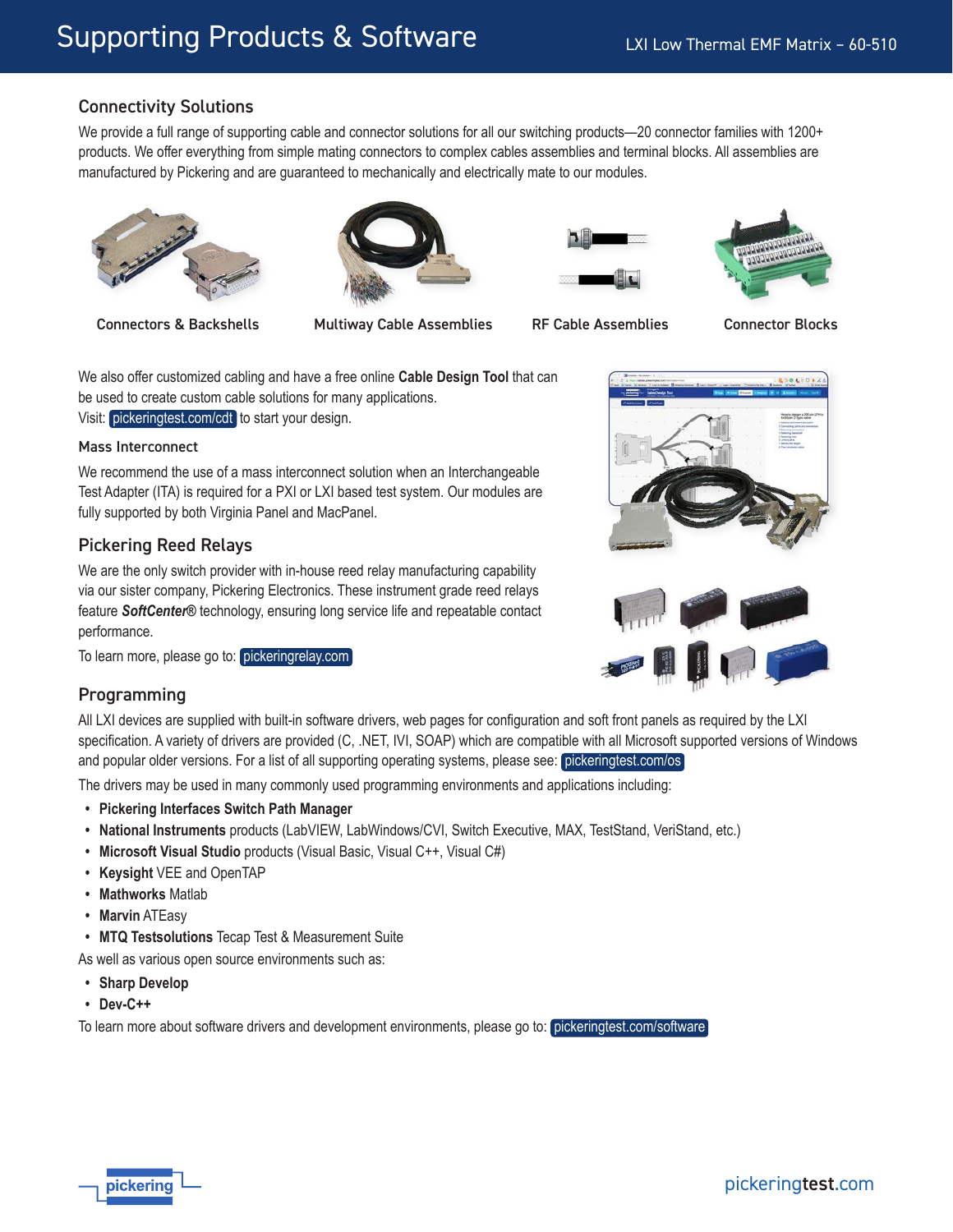# Supporting Products & Software

## Connectivity Solutions

We provide a full range of supporting cable and connector solutions for all our switching products—20 connector families with 1200+ products. We offer everything from simple mating connectors to complex cables assemblies and terminal blocks. All assemblies are manufactured by Pickering and are guaranteed to mechanically and electrically mate to our modules.

Connectors & Backshells

Multiway Cable Assemblies

RF Cable Assemblies

Connector Blocks

We also offer customized cabling and have a free online **Cable Design Tool** that can be used to create custom cable solutions for many applications.

Visit: pickeringtest.com/cdt to start your design.

### Mass Interconnect

We recommend the use of a mass interconnect solution when an Interchangeable Test Adapter (ITA) is required for a PXI or LXI based test system. Our modules are fully supported by both Virginia Panel and MacPanel.

## Pickering Reed Relays

We are the only switch provider with in-house reed relay manufacturing capability via our sister company, Pickering Electronics. These instrument grade reed relays feature ***SoftCenter***® technology, ensuring long service life and repeatable contact performance.

To learn more, please go to: pickeringrelay.com

## Programming

All LXI devices are supplied with built-in software drivers, web pages for configuration and soft front panels as required by the LXI specification. A variety of drivers are provided (C, .NET, IVI, SOAP) which are compatible with all Microsoft supported versions of Windows and popular older versions. For a list of all supporting operating systems, please see: pickeringtest.com/os

The drivers may be used in many commonly used programming environments and applications including:

- **Pickering Interfaces Switch Path Manager**
- **National Instruments** products (LabVIEW, LabWindows/CVI, Switch Executive, MAX, TestStand, VeriStand, etc.)
- **Microsoft Visual Studio** products (Visual Basic, Visual C++, Visual C#)
- **Keysight** VEE and OpenTAP
- **Mathworks** Matlab
- **Marvin** ATEasy
- **MTQ Testsolutions** Tecap Test & Measurement Suite

As well as various open source environments such as:

- **Sharp Develop**
- **Dev-C++**

To learn more about software drivers and development environments, please go to: pickeringtest.com/software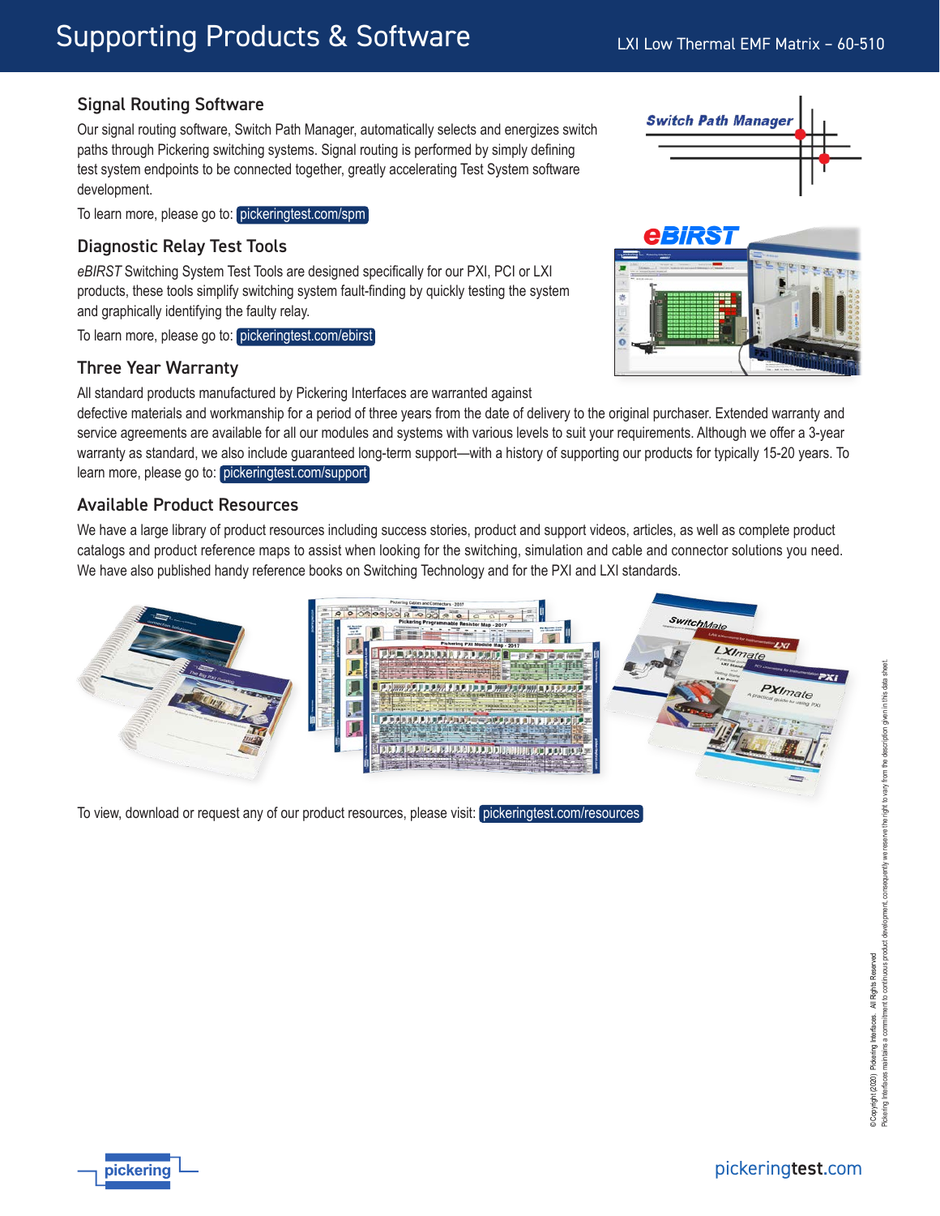# Supporting Products & Software

## Signal Routing Software

Our signal routing software, Switch Path Manager, automatically selects and energizes switch paths through Pickering switching systems. Signal routing is performed by simply defining test system endpoints to be connected together, greatly accelerating Test System software development.

To learn more, please go to: pickeringtest.com/spm

## Diagnostic Relay Test Tools

*eBIRST* Switching System Test Tools are designed specifically for our PXI, PCI or LXI products, these tools simplify switching system fault-finding by quickly testing the system and graphically identifying the faulty relay.

To learn more, please go to: pickeringtest.com/ebirst

## Three Year Warranty

All standard products manufactured by Pickering Interfaces are warranted against defective materials and workmanship for a period of three years from the date of delivery to the original purchaser. Extended warranty and service agreements are available for all our modules and systems with various levels to suit your requirements. Although we offer a 3-year warranty as standard, we also include guaranteed long-term support—with a history of supporting our products for typically 15-20 years. To learn more, please go to: pickeringtest.com/support

## Available Product Resources

We have a large library of product resources including success stories, product and support videos, articles, as well as complete product catalogs and product reference maps to assist when looking for the switching, simulation and cable and connector solutions you need. We have also published handy reference books on Switching Technology and for the PXI and LXI standards.

To view, download or request any of our product resources, please visit: pickeringtest.com/resources

©Copyright (2020) Pickering Interfaces. All Rights Reserved
Pickering Interfaces maintains a commitment to continuous product development, consequently we reserve the right to vary from the description given in this data sheet.